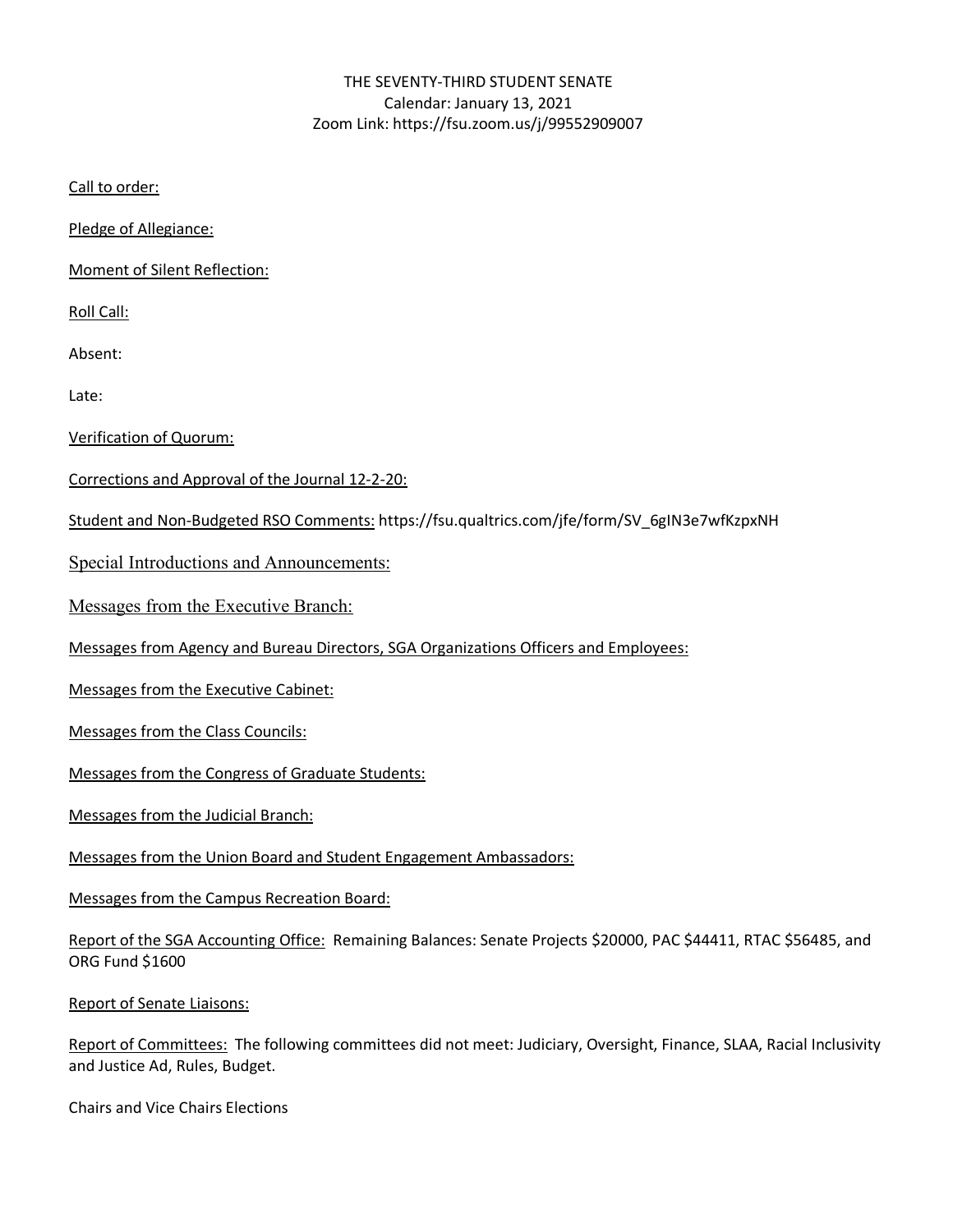THE SEVENTY-THIRD STUDENT SENATE
Calendar: January 13, 2021
Zoom Link: https://fsu.zoom.us/j/99552909007

Call to order:

Pledge of Allegiance:

Moment of Silent Reflection:

Roll Call:

Absent:

Late:

Verification of Quorum:

Corrections and Approval of the Journal 12-2-20:

Student and Non-Budgeted RSO Comments: https://fsu.qualtrics.com/jfe/form/SV_6gIN3e7wfKzpxNH

Special Introductions and Announcements:

Messages from the Executive Branch:

Messages from Agency and Bureau Directors, SGA Organizations Officers and Employees:

Messages from the Executive Cabinet:

Messages from the Class Councils:

Messages from the Congress of Graduate Students:

Messages from the Judicial Branch:

Messages from the Union Board and Student Engagement Ambassadors:

Messages from the Campus Recreation Board:

Report of the SGA Accounting Office: Remaining Balances: Senate Projects $20000, PAC $44411, RTAC $56485, and ORG Fund $1600

Report of Senate Liaisons:

Report of Committees: The following committees did not meet: Judiciary, Oversight, Finance, SLAA, Racial Inclusivity and Justice Ad, Rules, Budget.

Chairs and Vice Chairs Elections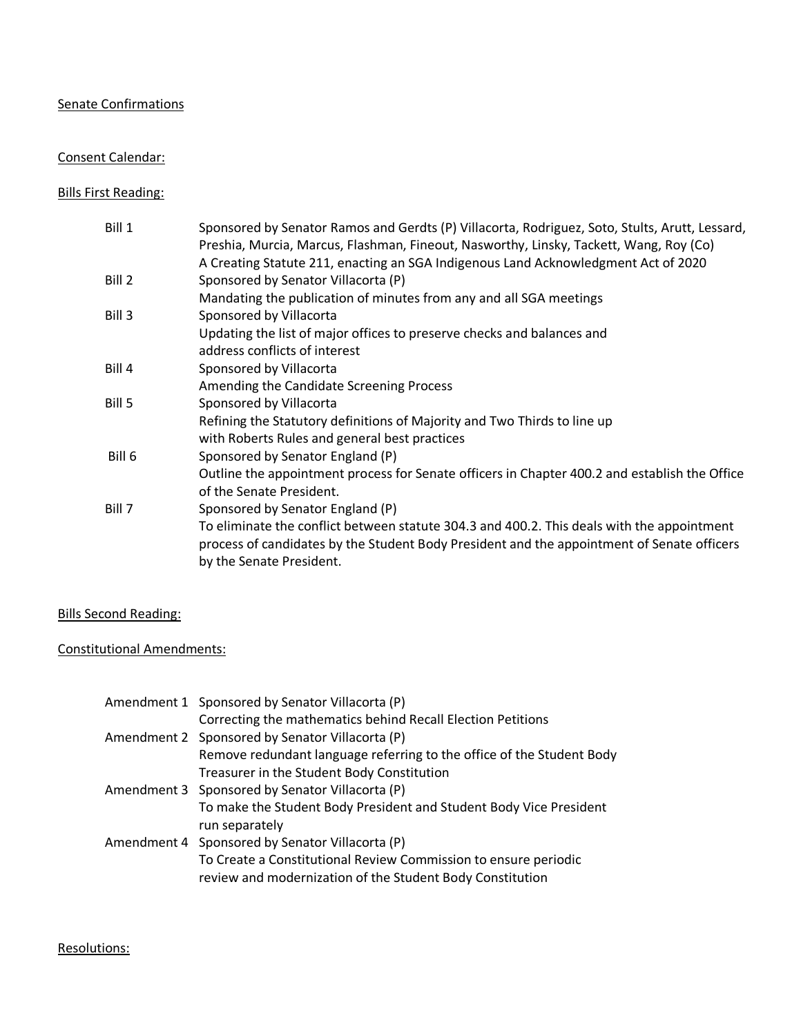Senate Confirmations

Consent Calendar:

Bills First Reading:

| | |
|---|---|
| Bill 1 | Sponsored by Senator Ramos and Gerdts (P) Villacorta, Rodriguez, Soto, Stults, Arutt, Lessard, Preshia, Murcia, Marcus, Flashman, Fineout, Nasworthy, Linsky, Tackett, Wang, Roy (Co) A Creating Statute 211, enacting an SGA Indigenous Land Acknowledgment Act of 2020 |
| Bill 2 | Sponsored by Senator Villacorta (P) Mandating the publication of minutes from any and all SGA meetings |
| Bill 3 | Sponsored by Villacorta Updating the list of major offices to preserve checks and balances and address conflicts of interest |
| Bill 4 | Sponsored by Villacorta Amending the Candidate Screening Process |
| Bill 5 | Sponsored by Villacorta Refining the Statutory definitions of Majority and Two Thirds to line up with Roberts Rules and general best practices |
| Bill 6 | Sponsored by Senator England (P) Outline the appointment process for Senate officers in Chapter 400.2 and establish the Office of the Senate President. |
| Bill 7 | Sponsored by Senator England (P) To eliminate the conflict between statute 304.3 and 400.2. This deals with the appointment process of candidates by the Student Body President and the appointment of Senate officers by the Senate President. |

Bills Second Reading:

Constitutional Amendments:

| | |
|---|---|
| Amendment 1 | Sponsored by Senator Villacorta (P) Correcting the mathematics behind Recall Election Petitions |
| Amendment 2 | Sponsored by Senator Villacorta (P) Remove redundant language referring to the office of the Student Body Treasurer in the Student Body Constitution |
| Amendment 3 | Sponsored by Senator Villacorta (P) To make the Student Body President and Student Body Vice President run separately |
| Amendment 4 | Sponsored by Senator Villacorta (P) To Create a Constitutional Review Commission to ensure periodic review and modernization of the Student Body Constitution |

Resolutions: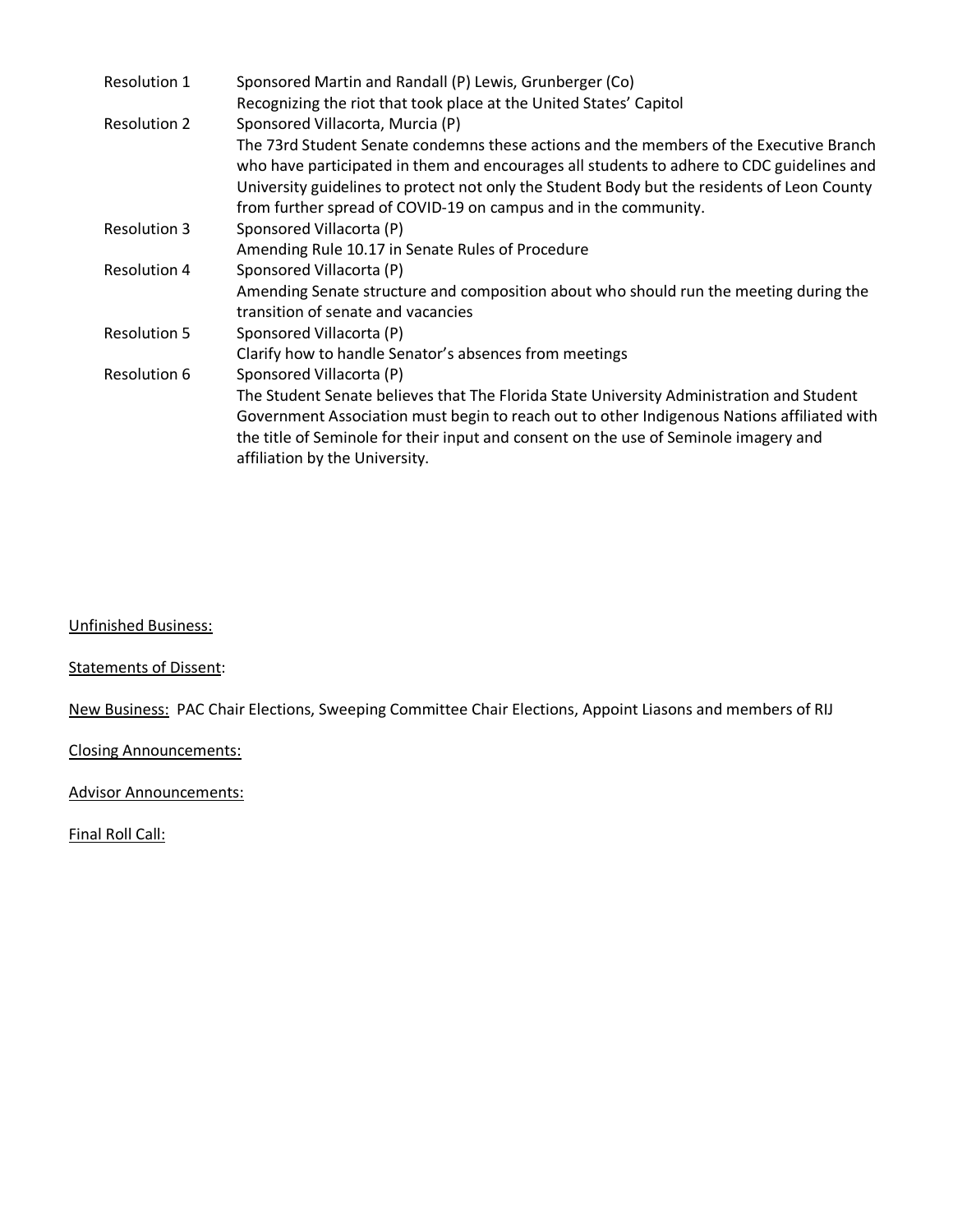| | |
|---|---|
| Resolution 1 | Sponsored Martin and Randall (P) Lewis, Grunberger (Co)<br>Recognizing the riot that took place at the United States' Capitol |
| Resolution 2 | Sponsored Villacorta, Murcia (P)<br>The 73rd Student Senate condemns these actions and the members of the Executive Branch who have participated in them and encourages all students to adhere to CDC guidelines and University guidelines to protect not only the Student Body but the residents of Leon County from further spread of COVID-19 on campus and in the community. |
| Resolution 3 | Sponsored Villacorta (P)<br>Amending Rule 10.17 in Senate Rules of Procedure |
| Resolution 4 | Sponsored Villacorta (P)<br>Amending Senate structure and composition about who should run the meeting during the transition of senate and vacancies |
| Resolution 5 | Sponsored Villacorta (P)<br>Clarify how to handle Senator's absences from meetings |
| Resolution 6 | Sponsored Villacorta (P)<br>The Student Senate believes that The Florida State University Administration and Student Government Association must begin to reach out to other Indigenous Nations affiliated with the title of Seminole for their input and consent on the use of Seminole imagery and affiliation by the University. |

<u>Unfinished Business:</u>

<u>Statements of Dissent</u>:

<u>New Business:</u> PAC Chair Elections, Sweeping Committee Chair Elections, Appoint Liasons and members of RIJ

<u>Closing Announcements:</u>

<u>Advisor Announcements:</u>

<u>Final Roll Call:</u>